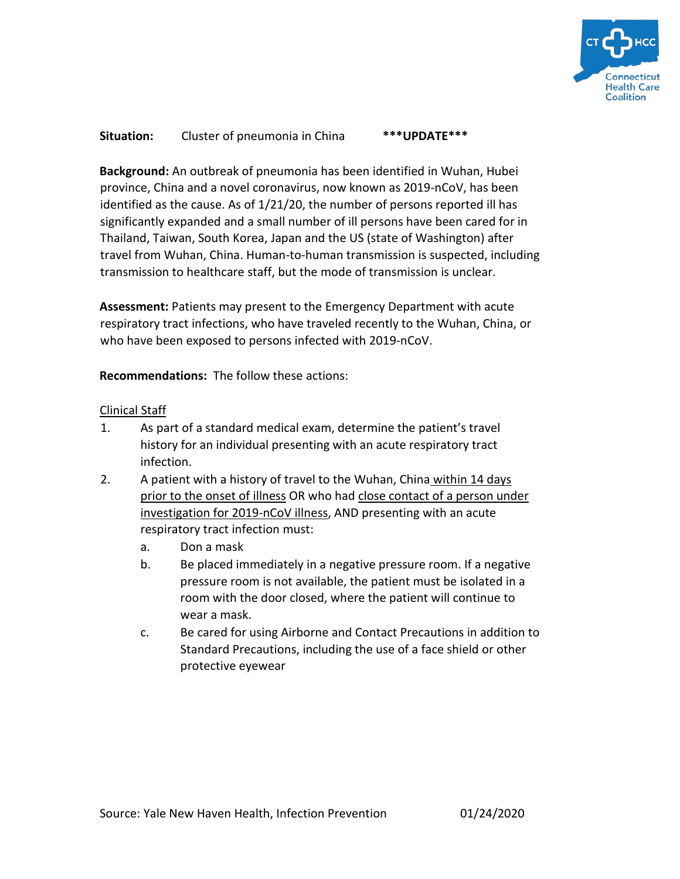**Situation:** Cluster of pneumonia in China **\*\*\*UPDATE\*\*\***

**Background:** An outbreak of pneumonia has been identified in Wuhan, Hubei province, China and a novel coronavirus, now known as 2019-nCoV, has been identified as the cause. As of 1/21/20, the number of persons reported ill has significantly expanded and a small number of ill persons have been cared for in Thailand, Taiwan, South Korea, Japan and the US (state of Washington) after travel from Wuhan, China. Human-to-human transmission is suspected, including transmission to healthcare staff, but the mode of transmission is unclear.

**Assessment:** Patients may present to the Emergency Department with acute respiratory tract infections, who have traveled recently to the Wuhan, China, or who have been exposed to persons infected with 2019-nCoV.

**Recommendations:** The follow these actions:

<u>Clinical Staff</u>

1. As part of a standard medical exam, determine the patient's travel history for an individual presenting with an acute respiratory tract infection.
2. A patient with a history of travel to the Wuhan, China <u>within 14 days prior to the onset of illness</u> OR who had <u>close contact of a person under investigation for 2019-nCoV illness</u>, AND presenting with an acute respiratory tract infection must:
    a. Don a mask
    b. Be placed immediately in a negative pressure room. If a negative pressure room is not available, the patient must be isolated in a room with the door closed, where the patient will continue to wear a mask.
    c. Be cared for using Airborne and Contact Precautions in addition to Standard Precautions, including the use of a face shield or other protective eyewear

Source: Yale New Haven Health, Infection Prevention 01/24/2020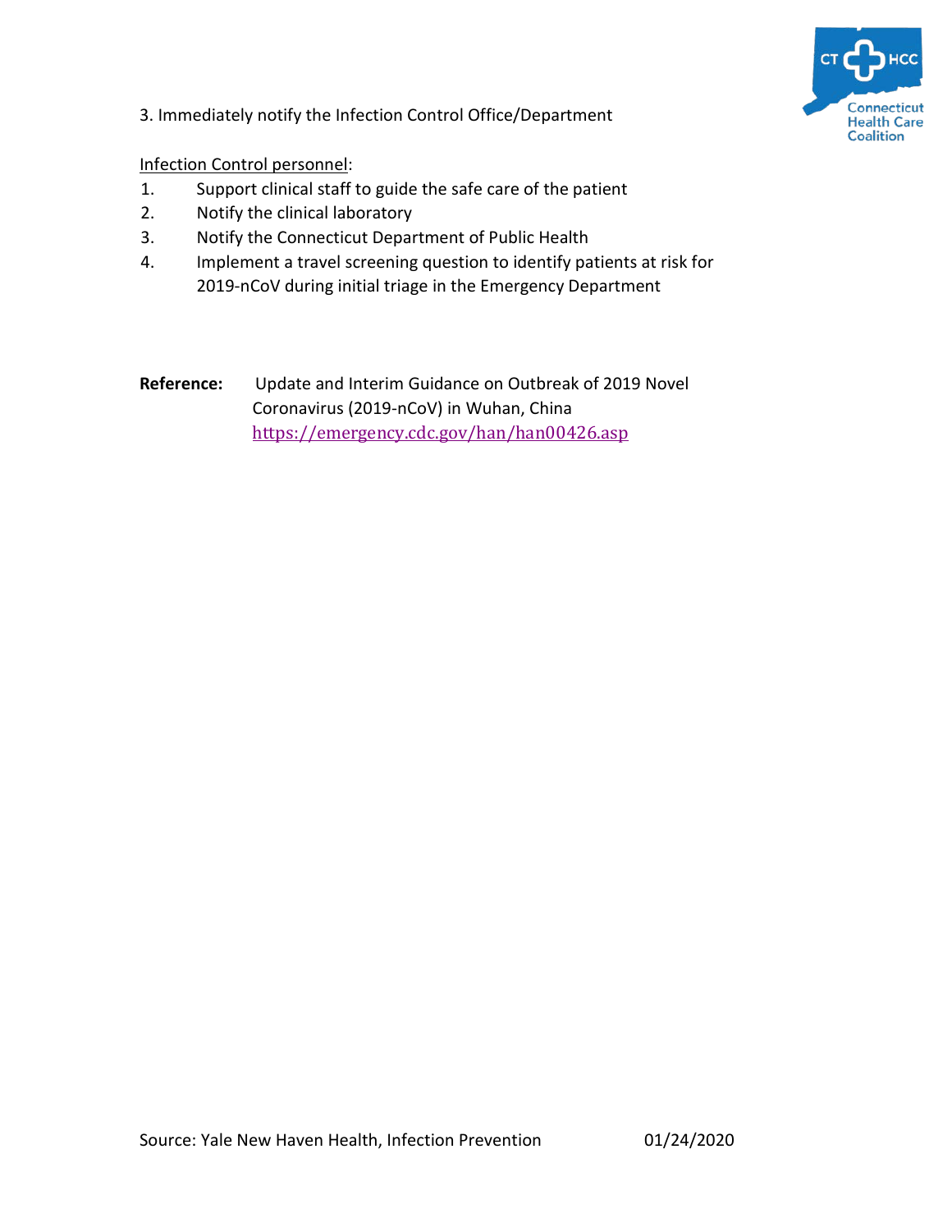3. Immediately notify the Infection Control Office/Department

Infection Control personnel:

1. Support clinical staff to guide the safe care of the patient
2. Notify the clinical laboratory
3. Notify the Connecticut Department of Public Health
4. Implement a travel screening question to identify patients at risk for 2019-nCoV during initial triage in the Emergency Department

**Reference:** Update and Interim Guidance on Outbreak of 2019 Novel Coronavirus (2019-nCoV) in Wuhan, China
https://emergency.cdc.gov/han/han00426.asp

Source: Yale New Haven Health, Infection Prevention 01/24/2020